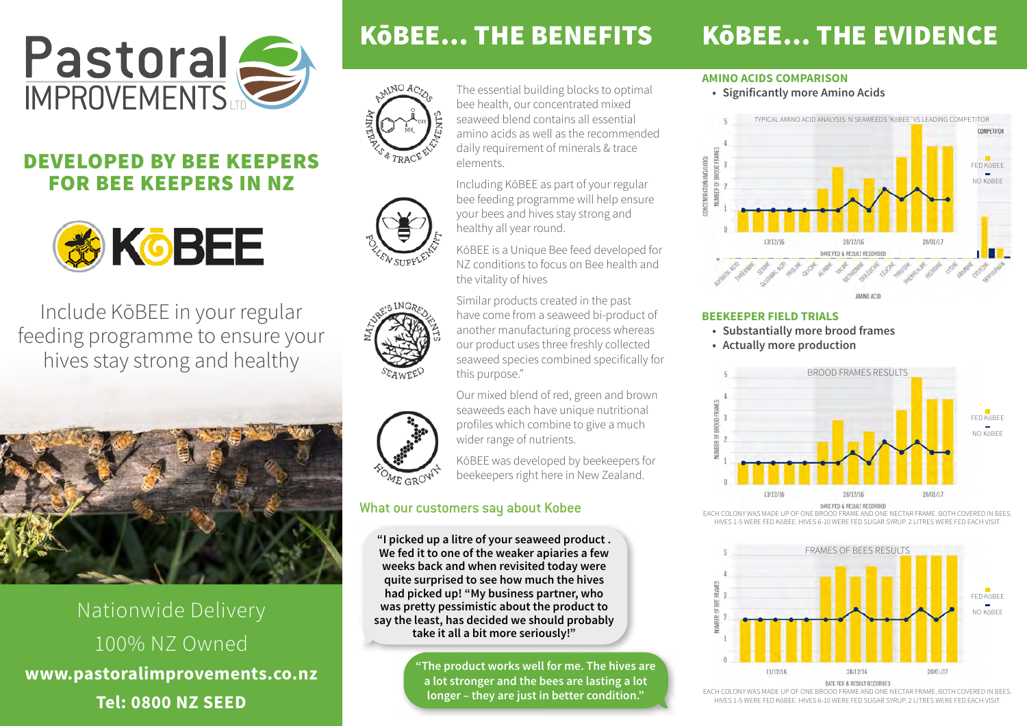# Pastoral IMPROVEMENTS LTD

## DEVELOPED BY BEE KEEPERS FOR BEE KEEPERS IN NZ

KōBEE

Include KōBEE in your regular feeding programme to ensure your hives stay strong and healthy

Nationwide Delivery

100% NZ Owned

**www.pastoralimprovements.co.nz**

**Tel: 0800 NZ SEED**

## KōBEE... THE BENEFITS

AMINO ACIDS · MINERALS & TRACE ELEMENTS

The essential building blocks to optimal bee health, our concentrated mixed seaweed blend contains all essential amino acids as well as the recommended daily requirement of minerals & trace elements.

POLLEN SUPPLEMENT

Including KōBEE as part of your regular bee feeding programme will help ensure your bees and hives stay strong and healthy all year round.

KōBEE is a Unique Bee feed developed for NZ conditions to focus on Bee health and the vitality of hives

NATURE'S INGREDIENTS · SEAWEED

Similar products created in the past have come from a seaweed bi-product of another manufacturing process whereas our product uses three freshly collected seaweed species combined specifically for this purpose."

HOME GROWN

Our mixed blend of red, green and brown seaweeds each have unique nutritional profiles which combine to give a much wider range of nutrients.

KōBEE was developed by beekeepers for beekeepers right here in New Zealand.

### What our customers say about Kobee

**"I picked up a litre of your seaweed product . We fed it to one of the weaker apiaries a few weeks back and when revisited today were quite surprised to see how much the hives had picked up! "My business partner, who was pretty pessimistic about the product to say the least, has decided we should probably take it all a bit more seriously!"**

**"The product works well for me. The hives are a lot stronger and the bees are lasting a lot longer – they are just in better condition."**

## KōBEE... THE EVIDENCE

### AMINO ACIDS COMPARISON

- **Significantly more Amino Acids**

TYPICAL AMINO ACID ANALYSIS: N SEAWEEDS 'KōBEE' VS LEADING COMPETITOR

### BEEKEEPER FIELD TRIALS

- **Substantially more brood frames**
- **Actually more production**

BROOD FRAMES RESULTS

EACH COLONY WAS MADE UP OF ONE BROOD FRAME AND ONE NECTAR FRAME. BOTH COVERED IN BEES. HIVES 1-5 WERE FED KōBEE. HIVES 6-10 WERE FED SUGAR SYRUP. 2 LITRES WERE FED EACH VISIT.

FRAMES OF BEES RESULTS

EACH COLONY WAS MADE UP OF ONE BROOD FRAME AND ONE NECTAR FRAME, BOTH COVERED IN BEES. HIVES 1-5 WERE FED KōBEE. HIVES 6-10 WERE FED SUGAR SYRUP. 2 LITRES WERE FED EACH VISIT.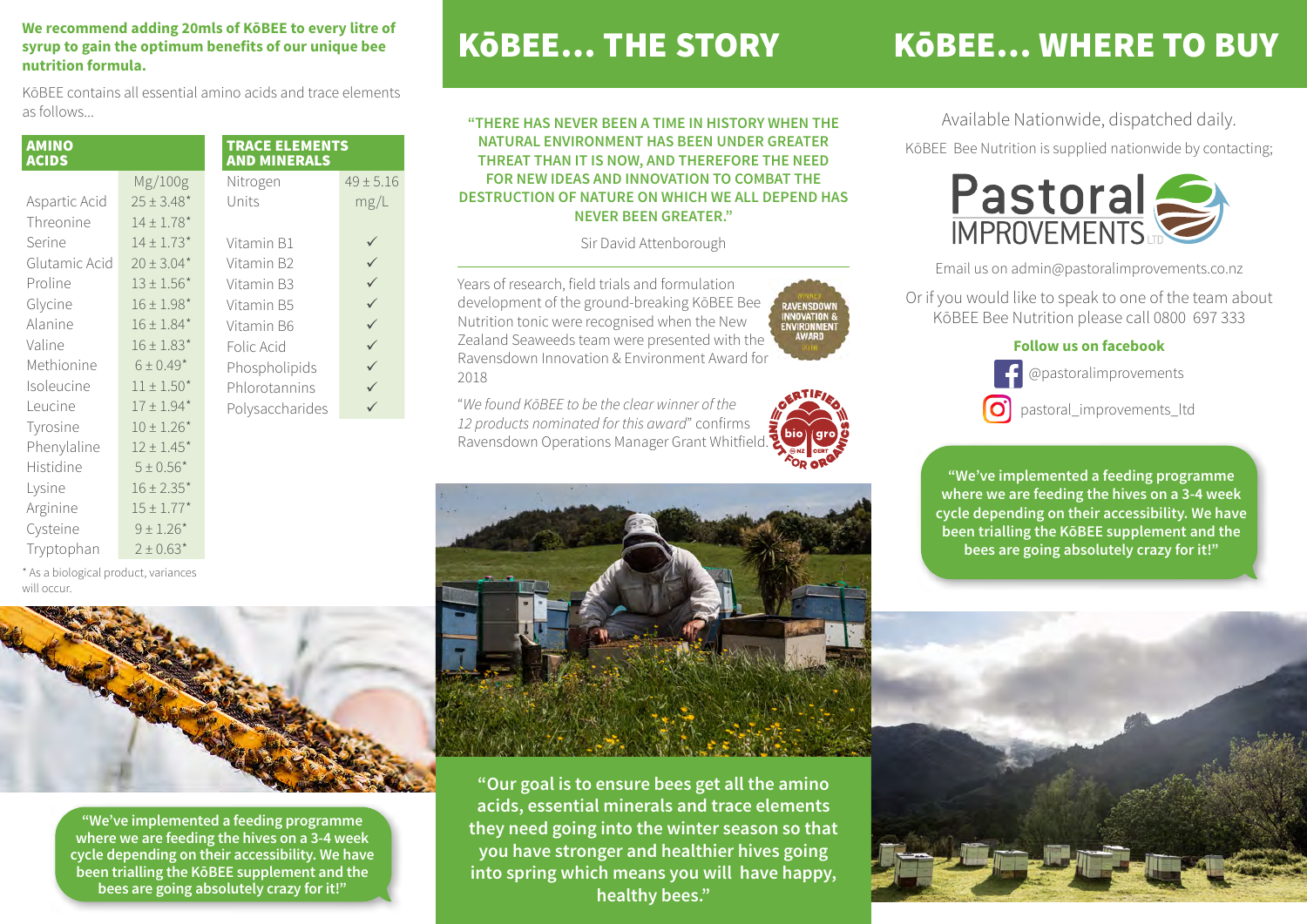**We recommend adding 20mls of KōBEE to every litre of syrup to gain the optimum benefits of our unique bee nutrition formula.**

KōBEE contains all essential amino acids and trace elements as follows...

| AMINO ACIDS | Mg/100g |
|---|---|
| Aspartic Acid | 25 ± 3.48* |
| Threonine | 14 ± 1.78* |
| Serine | 14 ± 1.73* |
| Glutamic Acid | 20 ± 3.04* |
| Proline | 13 ± 1.56* |
| Glycine | 16 ± 1.98* |
| Alanine | 16 ± 1.84* |
| Valine | 16 ± 1.83* |
| Methionine | 6 ± 0.49* |
| Isoleucine | 11 ± 1.50* |
| Leucine | 17 ± 1.94* |
| Tyrosine | 10 ± 1.26* |
| Phenylaline | 12 ± 1.45* |
| Histidine | 5 ± 0.56* |
| Lysine | 16 ± 2.35* |
| Arginine | 15 ± 1.77* |
| Cysteine | 9 ± 1.26* |
| Tryptophan | 2 ± 0.63* |

| TRACE ELEMENTS AND MINERALS | |
|---|---|
| Nitrogen Units | 49 ± 5.16 mg/L |
| Vitamin B1 | ✓ |
| Vitamin B2 | ✓ |
| Vitamin B3 | ✓ |
| Vitamin B5 | ✓ |
| Vitamin B6 | ✓ |
| Folic Acid | ✓ |
| Phospholipids | ✓ |
| Phlorotannins | ✓ |
| Polysaccharides | ✓ |

\* As a biological product, variances will occur.

**"We've implemented a feeding programme where we are feeding the hives on a 3-4 week cycle depending on their accessibility. We have been trialling the KōBEE supplement and the bees are going absolutely crazy for it!"**

# KōBEE... THE STORY

**"THERE HAS NEVER BEEN A TIME IN HISTORY WHEN THE NATURAL ENVIRONMENT HAS BEEN UNDER GREATER THREAT THAN IT IS NOW, AND THEREFORE THE NEED FOR NEW IDEAS AND INNOVATION TO COMBAT THE DESTRUCTION OF NATURE ON WHICH WE ALL DEPEND HAS NEVER BEEN GREATER."**

Sir David Attenborough

Years of research, field trials and formulation development of the ground-breaking KōBEE Bee Nutrition tonic were recognised when the New Zealand Seaweeds team were presented with the Ravensdown Innovation & Environment Award for 2018

"*We found KōBEE to be the clear winner of the 12 products nominated for this award*" confirms Ravensdown Operations Manager Grant Whitfield.

**"Our goal is to ensure bees get all the amino acids, essential minerals and trace elements they need going into the winter season so that you have stronger and healthier hives going into spring which means you will have happy, healthy bees."**

# KōBEE... WHERE TO BUY

Available Nationwide, dispatched daily.

KōBEE Bee Nutrition is supplied nationwide by contacting;

Pastoral IMPROVEMENTS LTD

Email us on admin@pastoralimprovements.co.nz

Or if you would like to speak to one of the team about KōBEE Bee Nutrition please call 0800 697 333

**Follow us on facebook**

@pastoralimprovements

pastoral_improvements_ltd

**"We've implemented a feeding programme where we are feeding the hives on a 3-4 week cycle depending on their accessibility. We have been trialling the KōBEE supplement and the bees are going absolutely crazy for it!"**